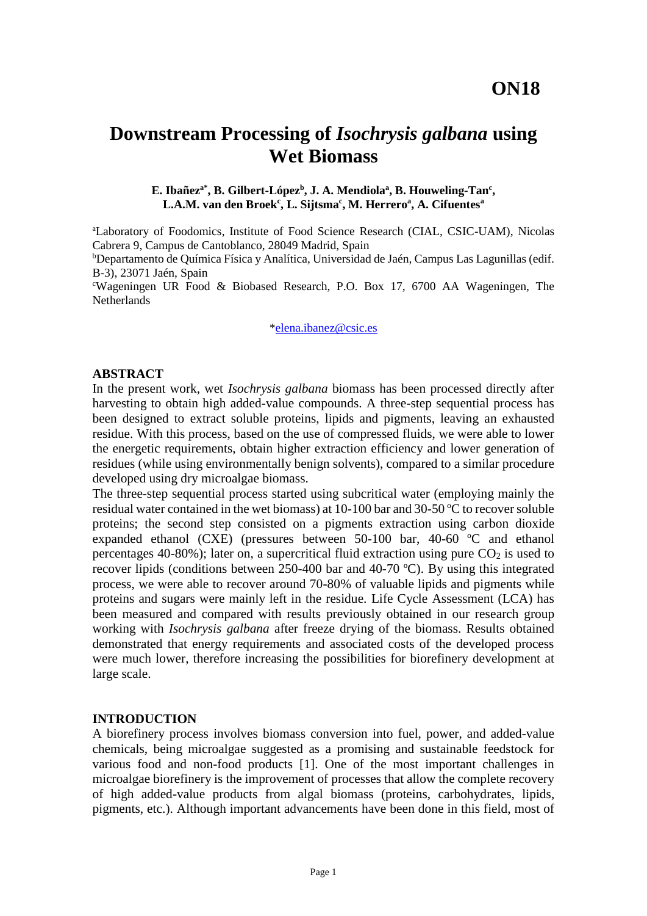**ON18**

# Downstream Processing of *Isochrysis galbana* using Wet Biomass

**E. Ibañez[a*], B. Gilbert-López[b], J. A. Mendiola[a], B. Houweling-Tan[c], L.A.M. van den Broek[c], L. Sijtsma[c], M. Herrero[a], A. Cifuentes[a]**

[a]Laboratory of Foodomics, Institute of Food Science Research (CIAL, CSIC-UAM), Nicolas Cabrera 9, Campus de Cantoblanco, 28049 Madrid, Spain

[b]Departamento de Química Física y Analítica, Universidad de Jaén, Campus Las Lagunillas (edif. B-3), 23071 Jaén, Spain

[c]Wageningen UR Food & Biobased Research, P.O. Box 17, 6700 AA Wageningen, The Netherlands

*elena.ibanez@csic.es

## ABSTRACT

In the present work, wet *Isochrysis galbana* biomass has been processed directly after harvesting to obtain high added-value compounds. A three-step sequential process has been designed to extract soluble proteins, lipids and pigments, leaving an exhausted residue. With this process, based on the use of compressed fluids, we were able to lower the energetic requirements, obtain higher extraction efficiency and lower generation of residues (while using environmentally benign solvents), compared to a similar procedure developed using dry microalgae biomass.

The three-step sequential process started using subcritical water (employing mainly the residual water contained in the wet biomass) at 10-100 bar and 30-50 ºC to recover soluble proteins; the second step consisted on a pigments extraction using carbon dioxide expanded ethanol (CXE) (pressures between 50-100 bar, 40-60 ºC and ethanol percentages 40-80%); later on, a supercritical fluid extraction using pure $CO_2$ is used to recover lipids (conditions between 250-400 bar and 40-70 ºC). By using this integrated process, we were able to recover around 70-80% of valuable lipids and pigments while proteins and sugars were mainly left in the residue. Life Cycle Assessment (LCA) has been measured and compared with results previously obtained in our research group working with *Isochrysis galbana* after freeze drying of the biomass. Results obtained demonstrated that energy requirements and associated costs of the developed process were much lower, therefore increasing the possibilities for biorefinery development at large scale.

## INTRODUCTION

A biorefinery process involves biomass conversion into fuel, power, and added-value chemicals, being microalgae suggested as a promising and sustainable feedstock for various food and non-food products [1]. One of the most important challenges in microalgae biorefinery is the improvement of processes that allow the complete recovery of high added-value products from algal biomass (proteins, carbohydrates, lipids, pigments, etc.). Although important advancements have been done in this field, most of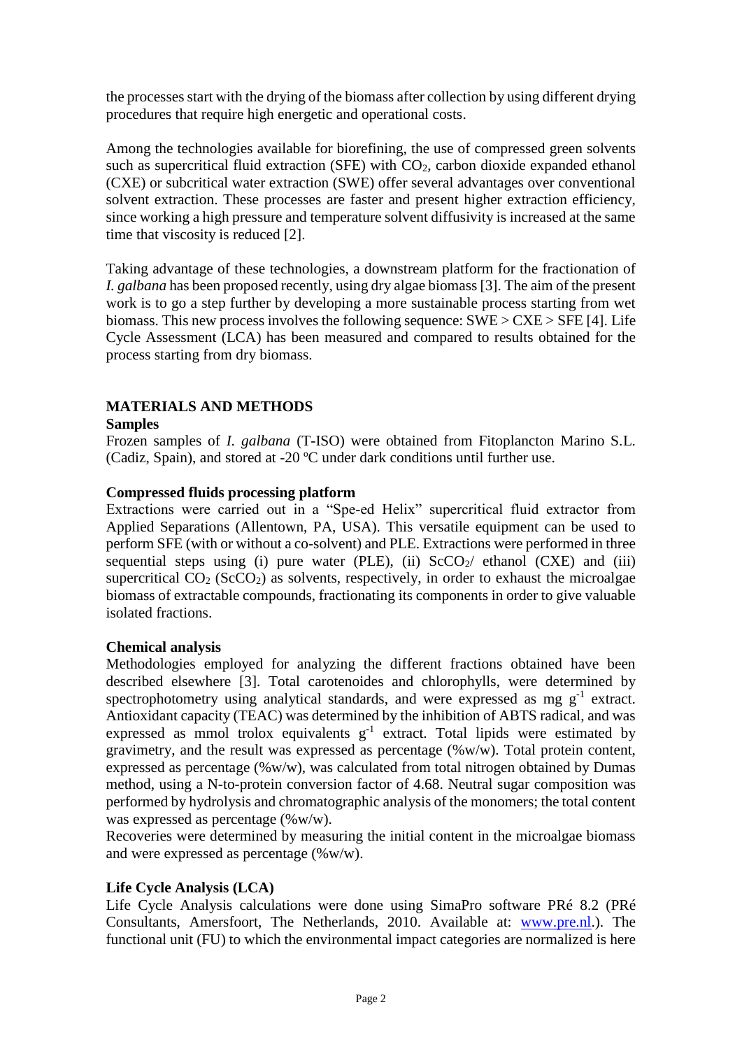the processes start with the drying of the biomass after collection by using different drying procedures that require high energetic and operational costs.

Among the technologies available for biorefining, the use of compressed green solvents such as supercritical fluid extraction (SFE) with $CO_2$, carbon dioxide expanded ethanol (CXE) or subcritical water extraction (SWE) offer several advantages over conventional solvent extraction. These processes are faster and present higher extraction efficiency, since working a high pressure and temperature solvent diffusivity is increased at the same time that viscosity is reduced [2].

Taking advantage of these technologies, a downstream platform for the fractionation of *I. galbana* has been proposed recently, using dry algae biomass [3]. The aim of the present work is to go a step further by developing a more sustainable process starting from wet biomass. This new process involves the following sequence: SWE > CXE > SFE [4]. Life Cycle Assessment (LCA) has been measured and compared to results obtained for the process starting from dry biomass.

## MATERIALS AND METHODS

### Samples

Frozen samples of *I. galbana* (T-ISO) were obtained from Fitoplancton Marino S.L. (Cadiz, Spain), and stored at -20 ºC under dark conditions until further use.

### Compressed fluids processing platform

Extractions were carried out in a "Spe-ed Helix" supercritical fluid extractor from Applied Separations (Allentown, PA, USA). This versatile equipment can be used to perform SFE (with or without a co-solvent) and PLE. Extractions were performed in three sequential steps using (i) pure water (PLE), (ii) $ScCO_2$/ ethanol (CXE) and (iii) supercritical $CO_2$ ($ScCO_2$) as solvents, respectively, in order to exhaust the microalgae biomass of extractable compounds, fractionating its components in order to give valuable isolated fractions.

### Chemical analysis

Methodologies employed for analyzing the different fractions obtained have been described elsewhere [3]. Total carotenoides and chlorophylls, were determined by spectrophotometry using analytical standards, and were expressed as mg $g^{-1}$ extract. Antioxidant capacity (TEAC) was determined by the inhibition of ABTS radical, and was expressed as mmol trolox equivalents $g^{-1}$ extract. Total lipids were estimated by gravimetry, and the result was expressed as percentage (%w/w). Total protein content, expressed as percentage (%w/w), was calculated from total nitrogen obtained by Dumas method, using a N-to-protein conversion factor of 4.68. Neutral sugar composition was performed by hydrolysis and chromatographic analysis of the monomers; the total content was expressed as percentage (%w/w).
Recoveries were determined by measuring the initial content in the microalgae biomass and were expressed as percentage (%w/w).

### Life Cycle Analysis (LCA)

Life Cycle Analysis calculations were done using SimaPro software PRé 8.2 (PRé Consultants, Amersfoort, The Netherlands, 2010. Available at: www.pre.nl.). The functional unit (FU) to which the environmental impact categories are normalized is here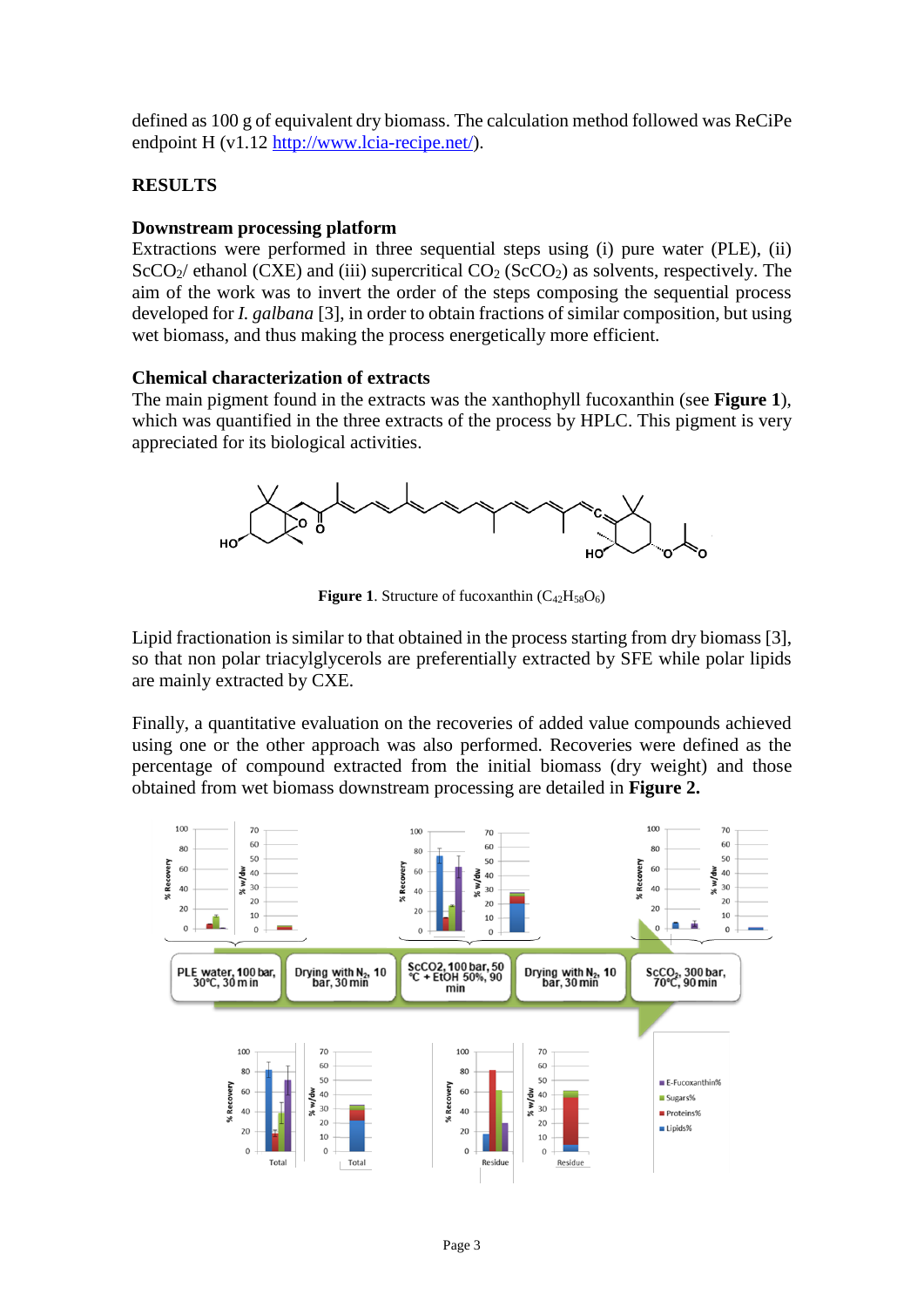defined as 100 g of equivalent dry biomass. The calculation method followed was ReCiPe endpoint H (v1.12 http://www.lcia-recipe.net/).

## RESULTS

### Downstream processing platform

Extractions were performed in three sequential steps using (i) pure water (PLE), (ii) $ScCO_2$/ ethanol (CXE) and (iii) supercritical $CO_2$ ($ScCO_2$) as solvents, respectively. The aim of the work was to invert the order of the steps composing the sequential process developed for *I. galbana* [3], in order to obtain fractions of similar composition, but using wet biomass, and thus making the process energetically more efficient.

### Chemical characterization of extracts

The main pigment found in the extracts was the xanthophyll fucoxanthin (see **Figure 1**), which was quantified in the three extracts of the process by HPLC. This pigment is very appreciated for its biological activities.

**Figure 1**. Structure of fucoxanthin ($C_{42}H_{58}O_6$)

Lipid fractionation is similar to that obtained in the process starting from dry biomass [3], so that non polar triacylglycerols are preferentially extracted by SFE while polar lipids are mainly extracted by CXE.

Finally, a quantitative evaluation on the recoveries of added value compounds achieved using one or the other approach was also performed. Recoveries were defined as the percentage of compound extracted from the initial biomass (dry weight) and those obtained from wet biomass downstream processing are detailed in **Figure 2.**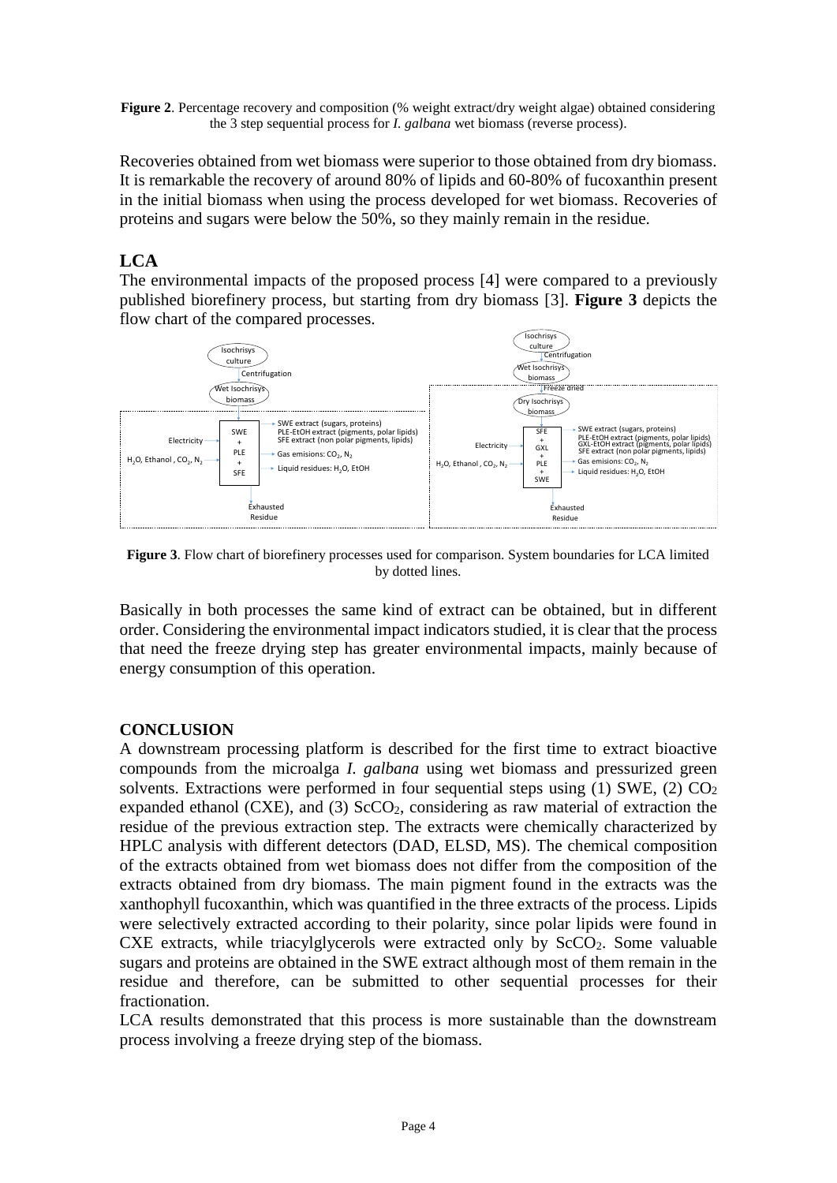**Figure 2**. Percentage recovery and composition (% weight extract/dry weight algae) obtained considering the 3 step sequential process for *I. galbana* wet biomass (reverse process).

Recoveries obtained from wet biomass were superior to those obtained from dry biomass. It is remarkable the recovery of around 80% of lipids and 60-80% of fucoxanthin present in the initial biomass when using the process developed for wet biomass. Recoveries of proteins and sugars were below the 50%, so they mainly remain in the residue.

## LCA

The environmental impacts of the proposed process [4] were compared to a previously published biorefinery process, but starting from dry biomass [3]. **Figure 3** depicts the flow chart of the compared processes.

**Figure 3**. Flow chart of biorefinery processes used for comparison. System boundaries for LCA limited by dotted lines.

Basically in both processes the same kind of extract can be obtained, but in different order. Considering the environmental impact indicators studied, it is clear that the process that need the freeze drying step has greater environmental impacts, mainly because of energy consumption of this operation.

## CONCLUSION

A downstream processing platform is described for the first time to extract bioactive compounds from the microalga *I. galbana* using wet biomass and pressurized green solvents. Extractions were performed in four sequential steps using (1) SWE, (2) $CO_2$ expanded ethanol (CXE), and (3) $ScCO_2$, considering as raw material of extraction the residue of the previous extraction step. The extracts were chemically characterized by HPLC analysis with different detectors (DAD, ELSD, MS). The chemical composition of the extracts obtained from wet biomass does not differ from the composition of the extracts obtained from dry biomass. The main pigment found in the extracts was the xanthophyll fucoxanthin, which was quantified in the three extracts of the process. Lipids were selectively extracted according to their polarity, since polar lipids were found in CXE extracts, while triacylglycerols were extracted only by $ScCO_2$. Some valuable sugars and proteins are obtained in the SWE extract although most of them remain in the residue and therefore, can be submitted to other sequential processes for their fractionation.

LCA results demonstrated that this process is more sustainable than the downstream process involving a freeze drying step of the biomass.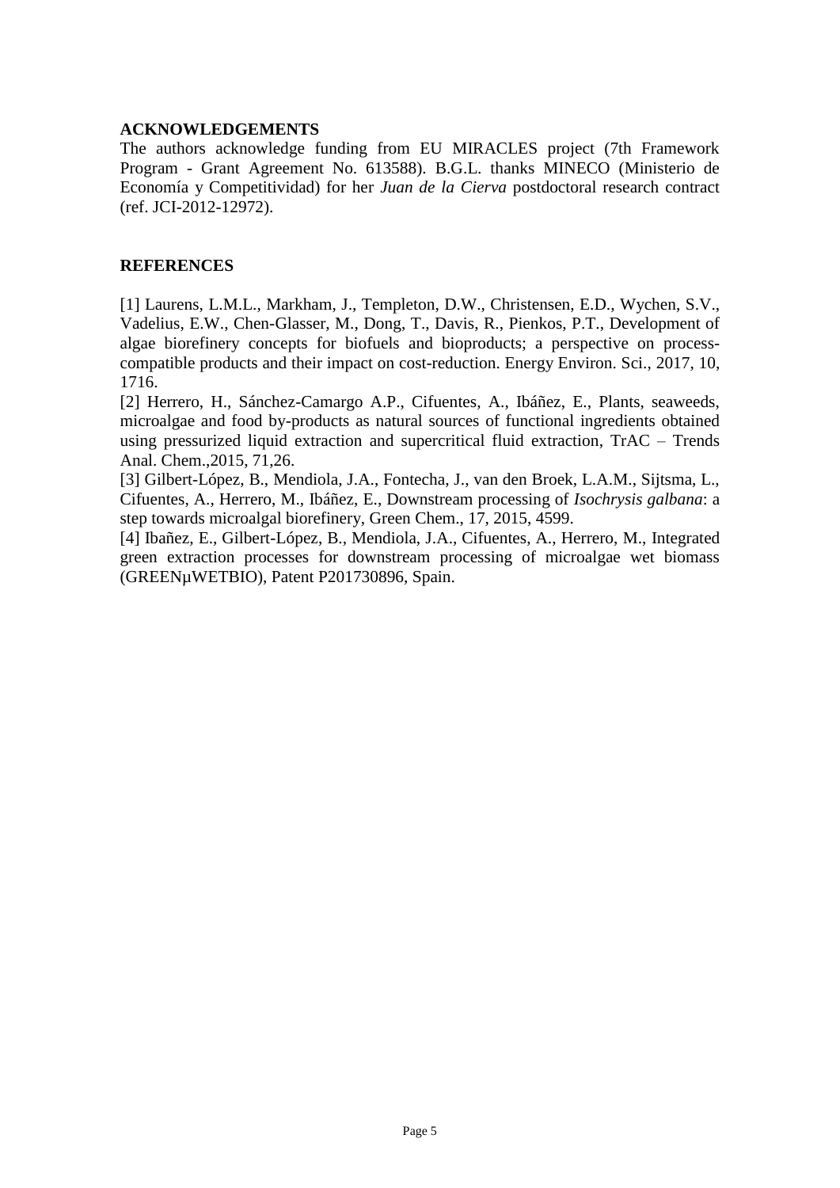## ACKNOWLEDGEMENTS

The authors acknowledge funding from EU MIRACLES project (7th Framework Program - Grant Agreement No. 613588). B.G.L. thanks MINECO (Ministerio de Economía y Competitividad) for her *Juan de la Cierva* postdoctoral research contract (ref. JCI-2012-12972).

## REFERENCES

[1] Laurens, L.M.L., Markham, J., Templeton, D.W., Christensen, E.D., Wychen, S.V., Vadelius, E.W., Chen-Glasser, M., Dong, T., Davis, R., Pienkos, P.T., Development of algae biorefinery concepts for biofuels and bioproducts; a perspective on process-compatible products and their impact on cost-reduction. Energy Environ. Sci., 2017, 10, 1716.

[2] Herrero, H., Sánchez-Camargo A.P., Cifuentes, A., Ibáñez, E., Plants, seaweeds, microalgae and food by-products as natural sources of functional ingredients obtained using pressurized liquid extraction and supercritical fluid extraction, TrAC – Trends Anal. Chem.,2015, 71,26.

[3] Gilbert-López, B., Mendiola, J.A., Fontecha, J., van den Broek, L.A.M., Sijtsma, L., Cifuentes, A., Herrero, M., Ibáñez, E., Downstream processing of *Isochrysis galbana*: a step towards microalgal biorefinery, Green Chem., 17, 2015, 4599.

[4] Ibañez, E., Gilbert-López, B., Mendiola, J.A., Cifuentes, A., Herrero, M., Integrated green extraction processes for downstream processing of microalgae wet biomass (GREENµWETBIO), Patent P201730896, Spain.